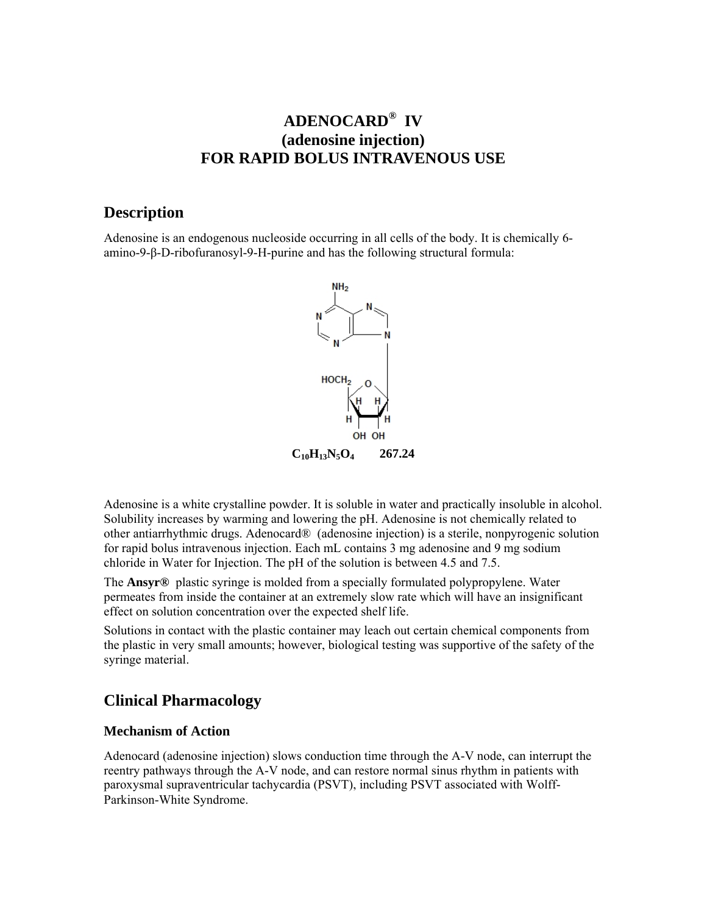# ADENOCARD® IV
# (adenosine injection)
# FOR RAPID BOLUS INTRAVENOUS USE

## Description

Adenosine is an endogenous nucleoside occurring in all cells of the body. It is chemically 6-amino-9-β-D-ribofuranosyl-9-H-purine and has the following structural formula:

**$C_{10}H_{13}N_5O_4$ 267.24**

Adenosine is a white crystalline powder. It is soluble in water and practically insoluble in alcohol. Solubility increases by warming and lowering the pH. Adenosine is not chemically related to other antiarrhythmic drugs. Adenocard® (adenosine injection) is a sterile, nonpyrogenic solution for rapid bolus intravenous injection. Each mL contains 3 mg adenosine and 9 mg sodium chloride in Water for Injection. The pH of the solution is between 4.5 and 7.5.

The **Ansyr®** plastic syringe is molded from a specially formulated polypropylene. Water permeates from inside the container at an extremely slow rate which will have an insignificant effect on solution concentration over the expected shelf life.

Solutions in contact with the plastic container may leach out certain chemical components from the plastic in very small amounts; however, biological testing was supportive of the safety of the syringe material.

## Clinical Pharmacology

### Mechanism of Action

Adenocard (adenosine injection) slows conduction time through the A-V node, can interrupt the reentry pathways through the A-V node, and can restore normal sinus rhythm in patients with paroxysmal supraventricular tachycardia (PSVT), including PSVT associated with Wolff-Parkinson-White Syndrome.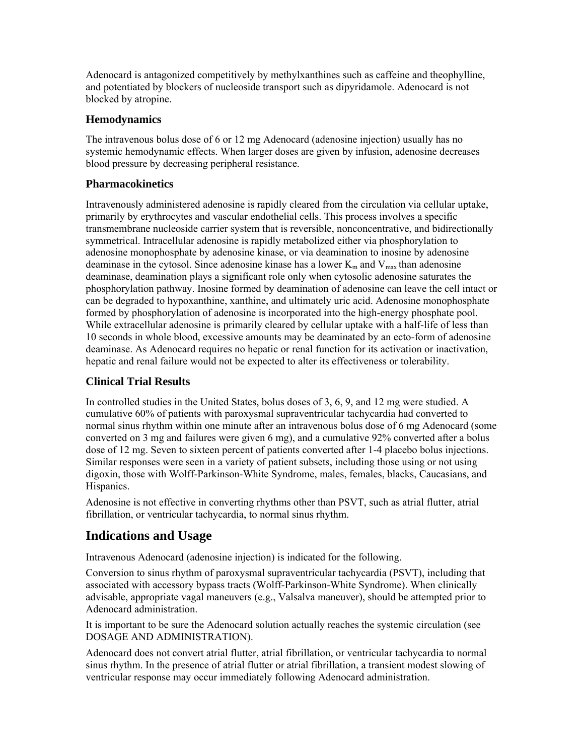Adenocard is antagonized competitively by methylxanthines such as caffeine and theophylline, and potentiated by blockers of nucleoside transport such as dipyridamole. Adenocard is not blocked by atropine.

### Hemodynamics

The intravenous bolus dose of 6 or 12 mg Adenocard (adenosine injection) usually has no systemic hemodynamic effects. When larger doses are given by infusion, adenosine decreases blood pressure by decreasing peripheral resistance.

### Pharmacokinetics

Intravenously administered adenosine is rapidly cleared from the circulation via cellular uptake, primarily by erythrocytes and vascular endothelial cells. This process involves a specific transmembrane nucleoside carrier system that is reversible, nonconcentrative, and bidirectionally symmetrical. Intracellular adenosine is rapidly metabolized either via phosphorylation to adenosine monophosphate by adenosine kinase, or via deamination to inosine by adenosine deaminase in the cytosol. Since adenosine kinase has a lower $K_m$ and $V_{max}$ than adenosine deaminase, deamination plays a significant role only when cytosolic adenosine saturates the phosphorylation pathway. Inosine formed by deamination of adenosine can leave the cell intact or can be degraded to hypoxanthine, xanthine, and ultimately uric acid. Adenosine monophosphate formed by phosphorylation of adenosine is incorporated into the high-energy phosphate pool. While extracellular adenosine is primarily cleared by cellular uptake with a half-life of less than 10 seconds in whole blood, excessive amounts may be deaminated by an ecto-form of adenosine deaminase. As Adenocard requires no hepatic or renal function for its activation or inactivation, hepatic and renal failure would not be expected to alter its effectiveness or tolerability.

### Clinical Trial Results

In controlled studies in the United States, bolus doses of 3, 6, 9, and 12 mg were studied. A cumulative 60% of patients with paroxysmal supraventricular tachycardia had converted to normal sinus rhythm within one minute after an intravenous bolus dose of 6 mg Adenocard (some converted on 3 mg and failures were given 6 mg), and a cumulative 92% converted after a bolus dose of 12 mg. Seven to sixteen percent of patients converted after 1-4 placebo bolus injections. Similar responses were seen in a variety of patient subsets, including those using or not using digoxin, those with Wolff-Parkinson-White Syndrome, males, females, blacks, Caucasians, and Hispanics.

Adenosine is not effective in converting rhythms other than PSVT, such as atrial flutter, atrial fibrillation, or ventricular tachycardia, to normal sinus rhythm.

## Indications and Usage

Intravenous Adenocard (adenosine injection) is indicated for the following.

Conversion to sinus rhythm of paroxysmal supraventricular tachycardia (PSVT), including that associated with accessory bypass tracts (Wolff-Parkinson-White Syndrome). When clinically advisable, appropriate vagal maneuvers (e.g., Valsalva maneuver), should be attempted prior to Adenocard administration.

It is important to be sure the Adenocard solution actually reaches the systemic circulation (see DOSAGE AND ADMINISTRATION).

Adenocard does not convert atrial flutter, atrial fibrillation, or ventricular tachycardia to normal sinus rhythm. In the presence of atrial flutter or atrial fibrillation, a transient modest slowing of ventricular response may occur immediately following Adenocard administration.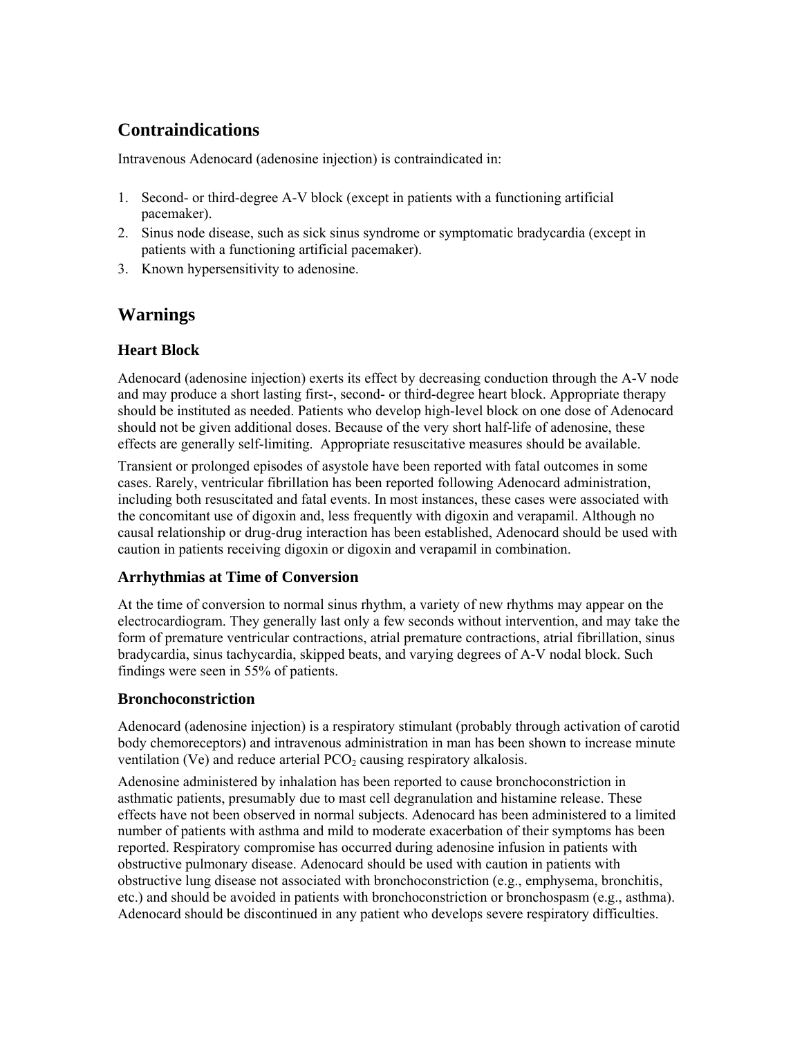## Contraindications

Intravenous Adenocard (adenosine injection) is contraindicated in:

1. Second- or third-degree A-V block (except in patients with a functioning artificial pacemaker).
2. Sinus node disease, such as sick sinus syndrome or symptomatic bradycardia (except in patients with a functioning artificial pacemaker).
3. Known hypersensitivity to adenosine.

## Warnings

### Heart Block

Adenocard (adenosine injection) exerts its effect by decreasing conduction through the A-V node and may produce a short lasting first-, second- or third-degree heart block. Appropriate therapy should be instituted as needed. Patients who develop high-level block on one dose of Adenocard should not be given additional doses. Because of the very short half-life of adenosine, these effects are generally self-limiting. Appropriate resuscitative measures should be available.

Transient or prolonged episodes of asystole have been reported with fatal outcomes in some cases. Rarely, ventricular fibrillation has been reported following Adenocard administration, including both resuscitated and fatal events. In most instances, these cases were associated with the concomitant use of digoxin and, less frequently with digoxin and verapamil. Although no causal relationship or drug-drug interaction has been established, Adenocard should be used with caution in patients receiving digoxin or digoxin and verapamil in combination.

### Arrhythmias at Time of Conversion

At the time of conversion to normal sinus rhythm, a variety of new rhythms may appear on the electrocardiogram. They generally last only a few seconds without intervention, and may take the form of premature ventricular contractions, atrial premature contractions, atrial fibrillation, sinus bradycardia, sinus tachycardia, skipped beats, and varying degrees of A-V nodal block. Such findings were seen in 55% of patients.

### Bronchoconstriction

Adenocard (adenosine injection) is a respiratory stimulant (probably through activation of carotid body chemoreceptors) and intravenous administration in man has been shown to increase minute ventilation (Ve) and reduce arterial $PCO_2$ causing respiratory alkalosis.

Adenosine administered by inhalation has been reported to cause bronchoconstriction in asthmatic patients, presumably due to mast cell degranulation and histamine release. These effects have not been observed in normal subjects. Adenocard has been administered to a limited number of patients with asthma and mild to moderate exacerbation of their symptoms has been reported. Respiratory compromise has occurred during adenosine infusion in patients with obstructive pulmonary disease. Adenocard should be used with caution in patients with obstructive lung disease not associated with bronchoconstriction (e.g., emphysema, bronchitis, etc.) and should be avoided in patients with bronchoconstriction or bronchospasm (e.g., asthma). Adenocard should be discontinued in any patient who develops severe respiratory difficulties.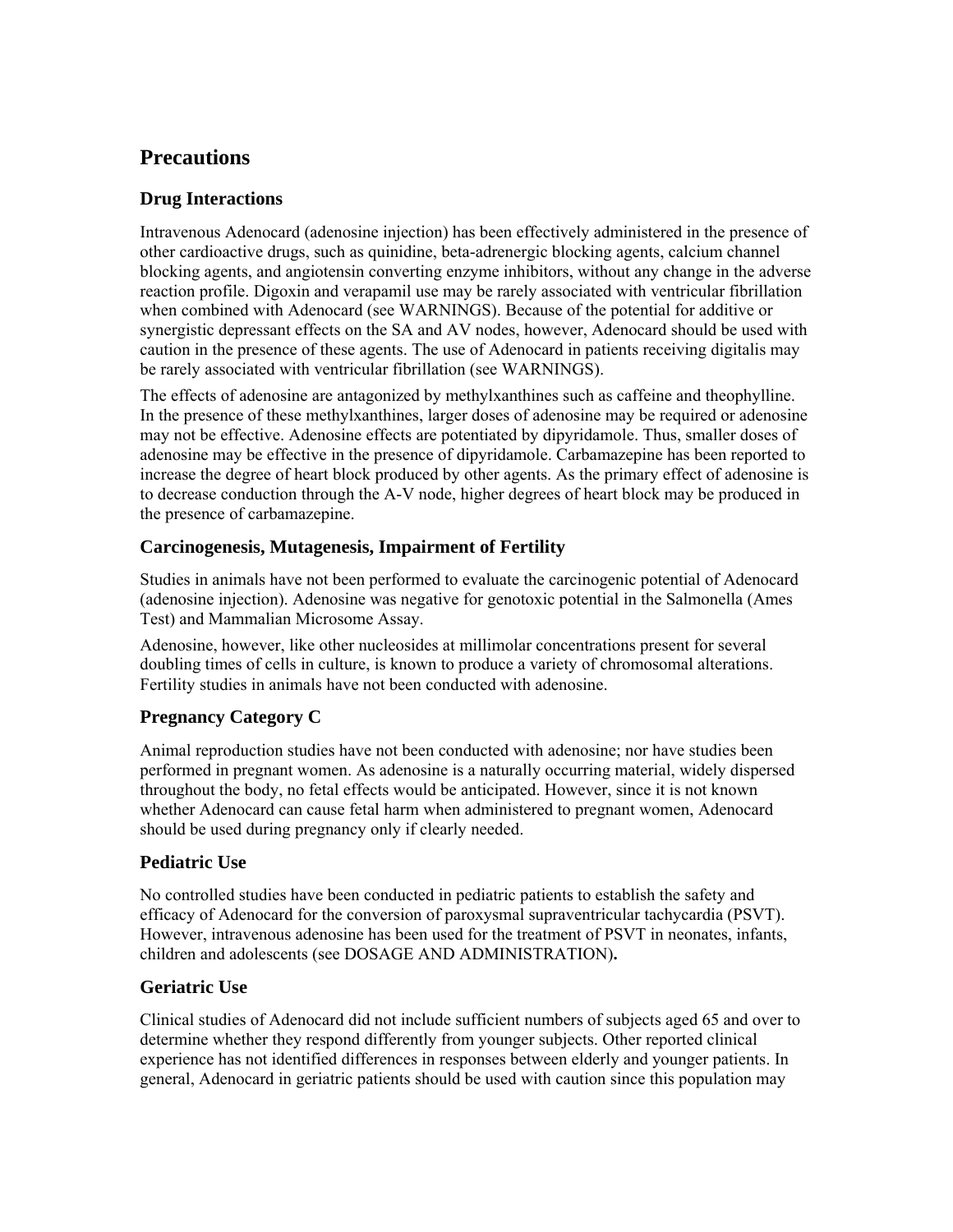## Precautions

### Drug Interactions

Intravenous Adenocard (adenosine injection) has been effectively administered in the presence of other cardioactive drugs, such as quinidine, beta-adrenergic blocking agents, calcium channel blocking agents, and angiotensin converting enzyme inhibitors, without any change in the adverse reaction profile. Digoxin and verapamil use may be rarely associated with ventricular fibrillation when combined with Adenocard (see WARNINGS). Because of the potential for additive or synergistic depressant effects on the SA and AV nodes, however, Adenocard should be used with caution in the presence of these agents. The use of Adenocard in patients receiving digitalis may be rarely associated with ventricular fibrillation (see WARNINGS).

The effects of adenosine are antagonized by methylxanthines such as caffeine and theophylline. In the presence of these methylxanthines, larger doses of adenosine may be required or adenosine may not be effective. Adenosine effects are potentiated by dipyridamole. Thus, smaller doses of adenosine may be effective in the presence of dipyridamole. Carbamazepine has been reported to increase the degree of heart block produced by other agents. As the primary effect of adenosine is to decrease conduction through the A-V node, higher degrees of heart block may be produced in the presence of carbamazepine.

### Carcinogenesis, Mutagenesis, Impairment of Fertility

Studies in animals have not been performed to evaluate the carcinogenic potential of Adenocard (adenosine injection). Adenosine was negative for genotoxic potential in the Salmonella (Ames Test) and Mammalian Microsome Assay.

Adenosine, however, like other nucleosides at millimolar concentrations present for several doubling times of cells in culture, is known to produce a variety of chromosomal alterations. Fertility studies in animals have not been conducted with adenosine.

### Pregnancy Category C

Animal reproduction studies have not been conducted with adenosine; nor have studies been performed in pregnant women. As adenosine is a naturally occurring material, widely dispersed throughout the body, no fetal effects would be anticipated. However, since it is not known whether Adenocard can cause fetal harm when administered to pregnant women, Adenocard should be used during pregnancy only if clearly needed.

### Pediatric Use

No controlled studies have been conducted in pediatric patients to establish the safety and efficacy of Adenocard for the conversion of paroxysmal supraventricular tachycardia (PSVT). However, intravenous adenosine has been used for the treatment of PSVT in neonates, infants, children and adolescents (see DOSAGE AND ADMINISTRATION)**.**

### Geriatric Use

Clinical studies of Adenocard did not include sufficient numbers of subjects aged 65 and over to determine whether they respond differently from younger subjects. Other reported clinical experience has not identified differences in responses between elderly and younger patients. In general, Adenocard in geriatric patients should be used with caution since this population may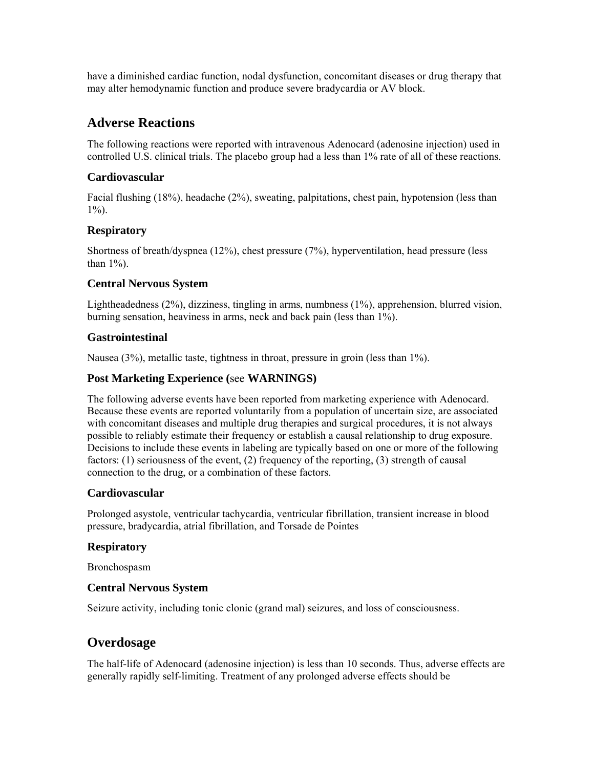have a diminished cardiac function, nodal dysfunction, concomitant diseases or drug therapy that may alter hemodynamic function and produce severe bradycardia or AV block.

## Adverse Reactions

The following reactions were reported with intravenous Adenocard (adenosine injection) used in controlled U.S. clinical trials. The placebo group had a less than 1% rate of all of these reactions.

### Cardiovascular

Facial flushing (18%), headache (2%), sweating, palpitations, chest pain, hypotension (less than 1%).

### Respiratory

Shortness of breath/dyspnea (12%), chest pressure (7%), hyperventilation, head pressure (less than 1%).

### Central Nervous System

Lightheadedness (2%), dizziness, tingling in arms, numbness (1%), apprehension, blurred vision, burning sensation, heaviness in arms, neck and back pain (less than 1%).

### Gastrointestinal

Nausea (3%), metallic taste, tightness in throat, pressure in groin (less than 1%).

### Post Marketing Experience (see **WARNINGS**)

The following adverse events have been reported from marketing experience with Adenocard. Because these events are reported voluntarily from a population of uncertain size, are associated with concomitant diseases and multiple drug therapies and surgical procedures, it is not always possible to reliably estimate their frequency or establish a causal relationship to drug exposure. Decisions to include these events in labeling are typically based on one or more of the following factors: (1) seriousness of the event, (2) frequency of the reporting, (3) strength of causal connection to the drug, or a combination of these factors.

### Cardiovascular

Prolonged asystole, ventricular tachycardia, ventricular fibrillation, transient increase in blood pressure, bradycardia, atrial fibrillation, and Torsade de Pointes

### Respiratory

Bronchospasm

### Central Nervous System

Seizure activity, including tonic clonic (grand mal) seizures, and loss of consciousness.

## Overdosage

The half-life of Adenocard (adenosine injection) is less than 10 seconds. Thus, adverse effects are generally rapidly self-limiting. Treatment of any prolonged adverse effects should be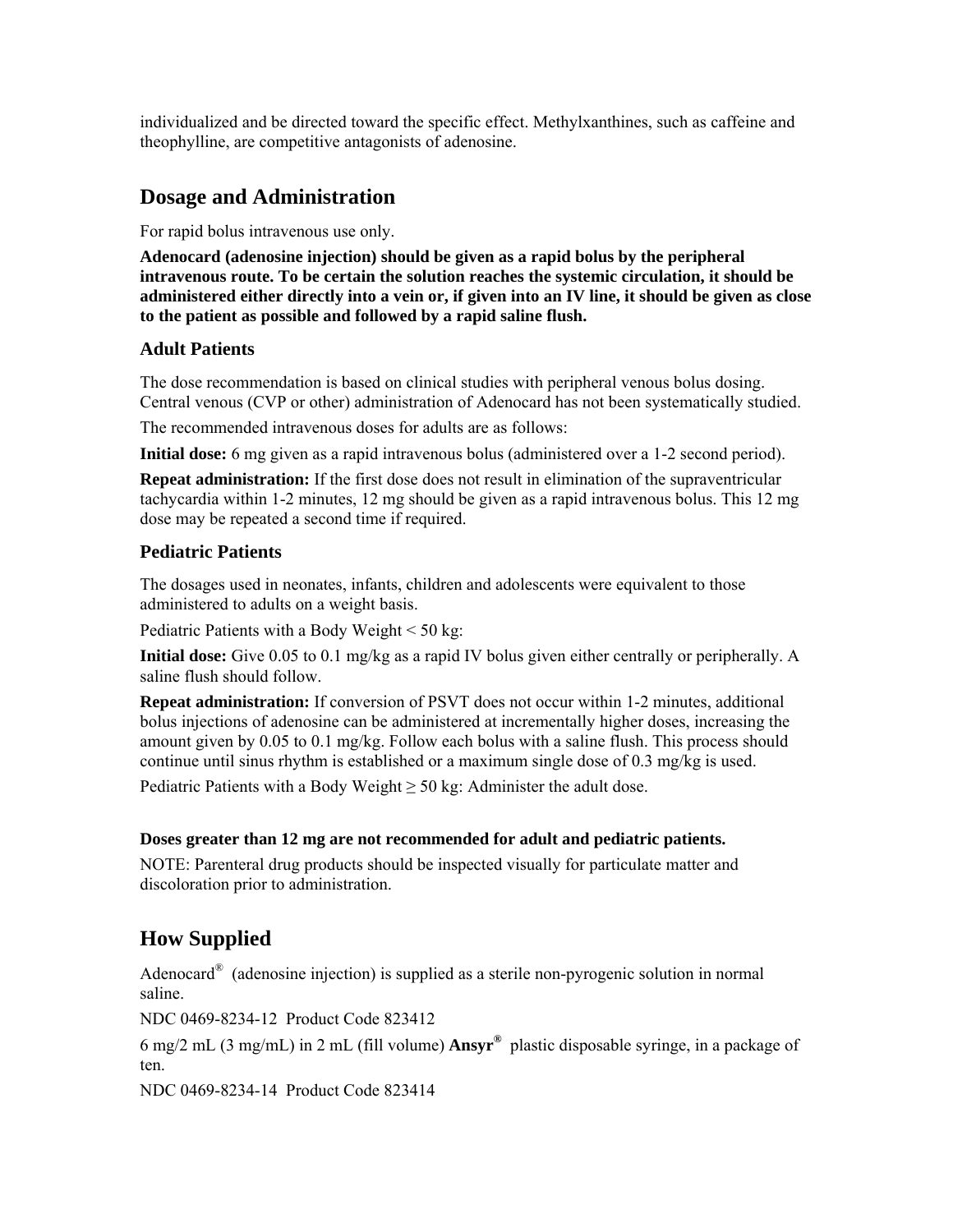individualized and be directed toward the specific effect. Methylxanthines, such as caffeine and theophylline, are competitive antagonists of adenosine.

## Dosage and Administration

For rapid bolus intravenous use only.

**Adenocard (adenosine injection) should be given as a rapid bolus by the peripheral intravenous route. To be certain the solution reaches the systemic circulation, it should be administered either directly into a vein or, if given into an IV line, it should be given as close to the patient as possible and followed by a rapid saline flush.**

### Adult Patients

The dose recommendation is based on clinical studies with peripheral venous bolus dosing. Central venous (CVP or other) administration of Adenocard has not been systematically studied.

The recommended intravenous doses for adults are as follows:

**Initial dose:** 6 mg given as a rapid intravenous bolus (administered over a 1-2 second period).

**Repeat administration:** If the first dose does not result in elimination of the supraventricular tachycardia within 1-2 minutes, 12 mg should be given as a rapid intravenous bolus. This 12 mg dose may be repeated a second time if required.

### Pediatric Patients

The dosages used in neonates, infants, children and adolescents were equivalent to those administered to adults on a weight basis.

Pediatric Patients with a Body Weight < 50 kg:

**Initial dose:** Give 0.05 to 0.1 mg/kg as a rapid IV bolus given either centrally or peripherally. A saline flush should follow.

**Repeat administration:** If conversion of PSVT does not occur within 1-2 minutes, additional bolus injections of adenosine can be administered at incrementally higher doses, increasing the amount given by 0.05 to 0.1 mg/kg. Follow each bolus with a saline flush. This process should continue until sinus rhythm is established or a maximum single dose of 0.3 mg/kg is used.

Pediatric Patients with a Body Weight ≥ 50 kg: Administer the adult dose.

**Doses greater than 12 mg are not recommended for adult and pediatric patients.**

NOTE: Parenteral drug products should be inspected visually for particulate matter and discoloration prior to administration.

## How Supplied

Adenocard® (adenosine injection) is supplied as a sterile non-pyrogenic solution in normal saline.

NDC 0469-8234-12 Product Code 823412

6 mg/2 mL (3 mg/mL) in 2 mL (fill volume) **Ansyr®** plastic disposable syringe, in a package of ten.

NDC 0469-8234-14 Product Code 823414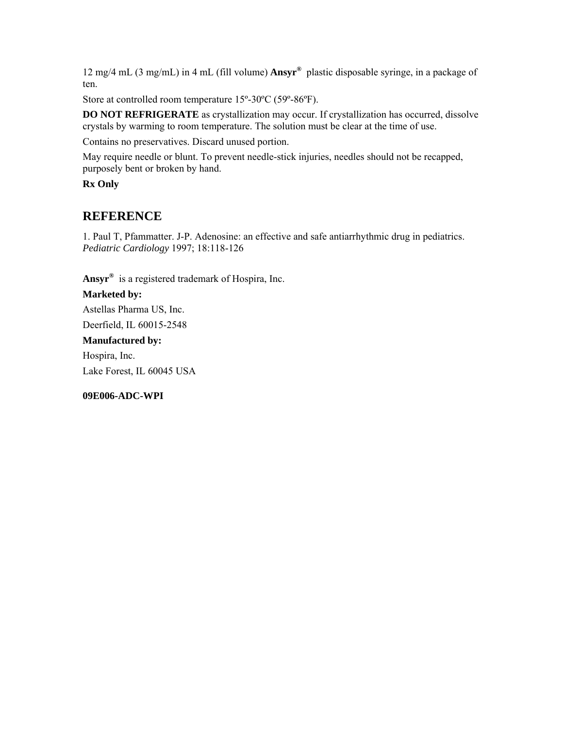12 mg/4 mL (3 mg/mL) in 4 mL (fill volume) **Ansyr®** plastic disposable syringe, in a package of ten.

Store at controlled room temperature 15º-30ºC (59º-86ºF).

**DO NOT REFRIGERATE** as crystallization may occur. If crystallization has occurred, dissolve crystals by warming to room temperature. The solution must be clear at the time of use.

Contains no preservatives. Discard unused portion.

May require needle or blunt. To prevent needle-stick injuries, needles should not be recapped, purposely bent or broken by hand.

**Rx Only**

## REFERENCE

1. Paul T, Pfammatter. J-P. Adenosine: an effective and safe antiarrhythmic drug in pediatrics. *Pediatric Cardiology* 1997; 18:118-126

**Ansyr®** is a registered trademark of Hospira, Inc.

**Marketed by:**

Astellas Pharma US, Inc.

Deerfield, IL 60015-2548

**Manufactured by:**

Hospira, Inc.

Lake Forest, IL 60045 USA

**09E006-ADC-WPI**